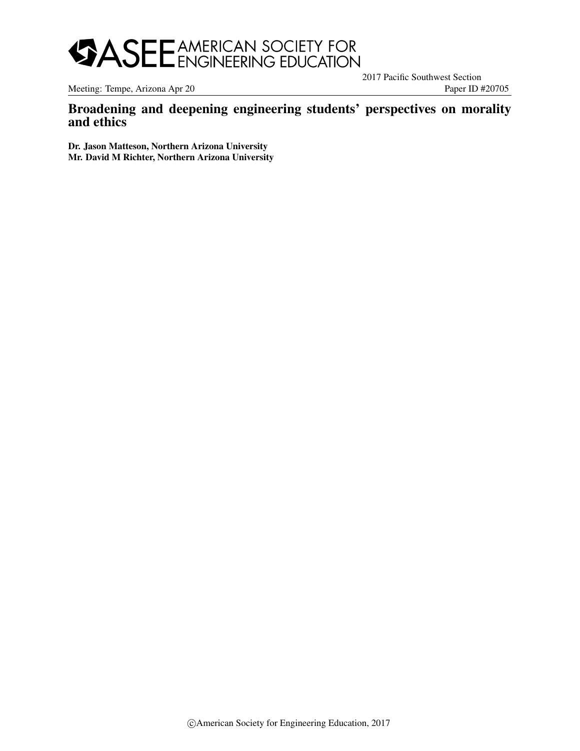# Broadening and deepening engineering students' perspectives on morality and ethics

**Dr. Jason Matteson, Northern Arizona University**
**Mr. David M Richter, Northern Arizona University**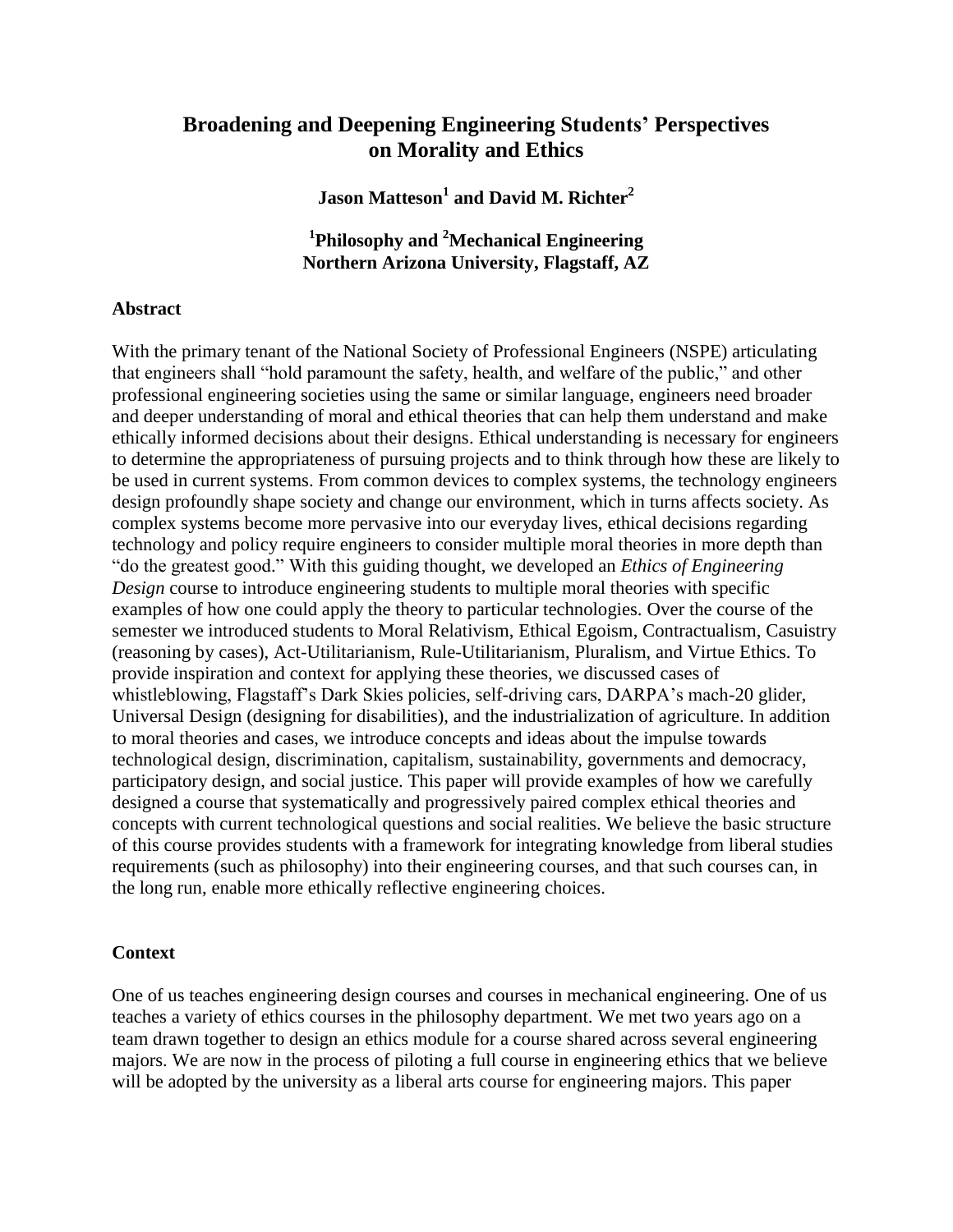# Broadening and Deepening Engineering Students' Perspectives on Morality and Ethics

**Jason Matteson[1] and David M. Richter[2]**

**[1]Philosophy and [2]Mechanical Engineering**
**Northern Arizona University, Flagstaff, AZ**

## Abstract

With the primary tenant of the National Society of Professional Engineers (NSPE) articulating that engineers shall "hold paramount the safety, health, and welfare of the public," and other professional engineering societies using the same or similar language, engineers need broader and deeper understanding of moral and ethical theories that can help them understand and make ethically informed decisions about their designs. Ethical understanding is necessary for engineers to determine the appropriateness of pursuing projects and to think through how these are likely to be used in current systems. From common devices to complex systems, the technology engineers design profoundly shape society and change our environment, which in turns affects society. As complex systems become more pervasive into our everyday lives, ethical decisions regarding technology and policy require engineers to consider multiple moral theories in more depth than "do the greatest good." With this guiding thought, we developed an *Ethics of Engineering Design* course to introduce engineering students to multiple moral theories with specific examples of how one could apply the theory to particular technologies. Over the course of the semester we introduced students to Moral Relativism, Ethical Egoism, Contractualism, Casuistry (reasoning by cases), Act-Utilitarianism, Rule-Utilitarianism, Pluralism, and Virtue Ethics. To provide inspiration and context for applying these theories, we discussed cases of whistleblowing, Flagstaff's Dark Skies policies, self-driving cars, DARPA's mach-20 glider, Universal Design (designing for disabilities), and the industrialization of agriculture. In addition to moral theories and cases, we introduce concepts and ideas about the impulse towards technological design, discrimination, capitalism, sustainability, governments and democracy, participatory design, and social justice. This paper will provide examples of how we carefully designed a course that systematically and progressively paired complex ethical theories and concepts with current technological questions and social realities. We believe the basic structure of this course provides students with a framework for integrating knowledge from liberal studies requirements (such as philosophy) into their engineering courses, and that such courses can, in the long run, enable more ethically reflective engineering choices.

## Context

One of us teaches engineering design courses and courses in mechanical engineering. One of us teaches a variety of ethics courses in the philosophy department. We met two years ago on a team drawn together to design an ethics module for a course shared across several engineering majors. We are now in the process of piloting a full course in engineering ethics that we believe will be adopted by the university as a liberal arts course for engineering majors. This paper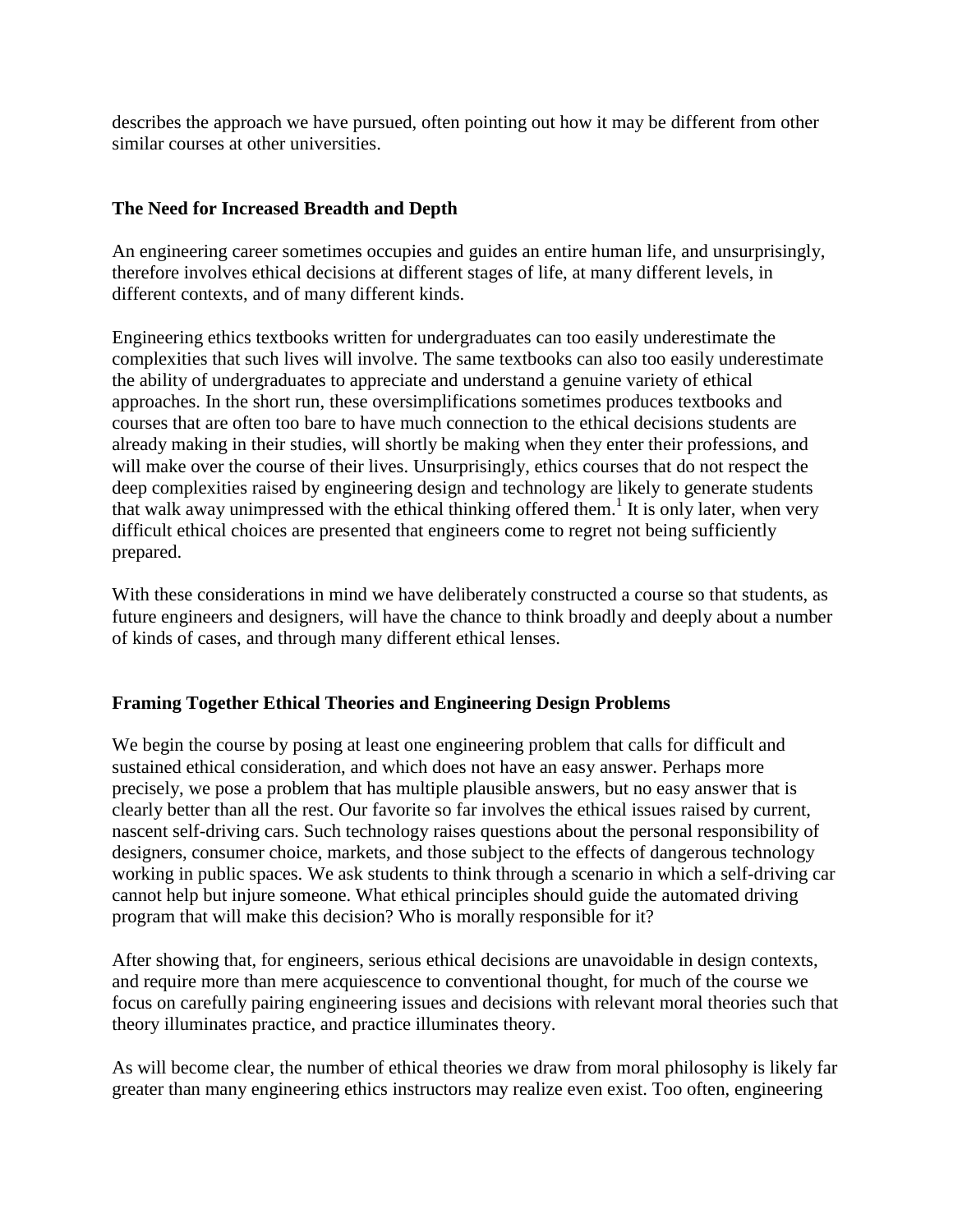describes the approach we have pursued, often pointing out how it may be different from other similar courses at other universities.

### The Need for Increased Breadth and Depth

An engineering career sometimes occupies and guides an entire human life, and unsurprisingly, therefore involves ethical decisions at different stages of life, at many different levels, in different contexts, and of many different kinds.

Engineering ethics textbooks written for undergraduates can too easily underestimate the complexities that such lives will involve. The same textbooks can also too easily underestimate the ability of undergraduates to appreciate and understand a genuine variety of ethical approaches. In the short run, these oversimplifications sometimes produces textbooks and courses that are often too bare to have much connection to the ethical decisions students are already making in their studies, will shortly be making when they enter their professions, and will make over the course of their lives. Unsurprisingly, ethics courses that do not respect the deep complexities raised by engineering design and technology are likely to generate students that walk away unimpressed with the ethical thinking offered them.[1] It is only later, when very difficult ethical choices are presented that engineers come to regret not being sufficiently prepared.

With these considerations in mind we have deliberately constructed a course so that students, as future engineers and designers, will have the chance to think broadly and deeply about a number of kinds of cases, and through many different ethical lenses.

### Framing Together Ethical Theories and Engineering Design Problems

We begin the course by posing at least one engineering problem that calls for difficult and sustained ethical consideration, and which does not have an easy answer. Perhaps more precisely, we pose a problem that has multiple plausible answers, but no easy answer that is clearly better than all the rest. Our favorite so far involves the ethical issues raised by current, nascent self-driving cars. Such technology raises questions about the personal responsibility of designers, consumer choice, markets, and those subject to the effects of dangerous technology working in public spaces. We ask students to think through a scenario in which a self-driving car cannot help but injure someone. What ethical principles should guide the automated driving program that will make this decision? Who is morally responsible for it?

After showing that, for engineers, serious ethical decisions are unavoidable in design contexts, and require more than mere acquiescence to conventional thought, for much of the course we focus on carefully pairing engineering issues and decisions with relevant moral theories such that theory illuminates practice, and practice illuminates theory.

As will become clear, the number of ethical theories we draw from moral philosophy is likely far greater than many engineering ethics instructors may realize even exist. Too often, engineering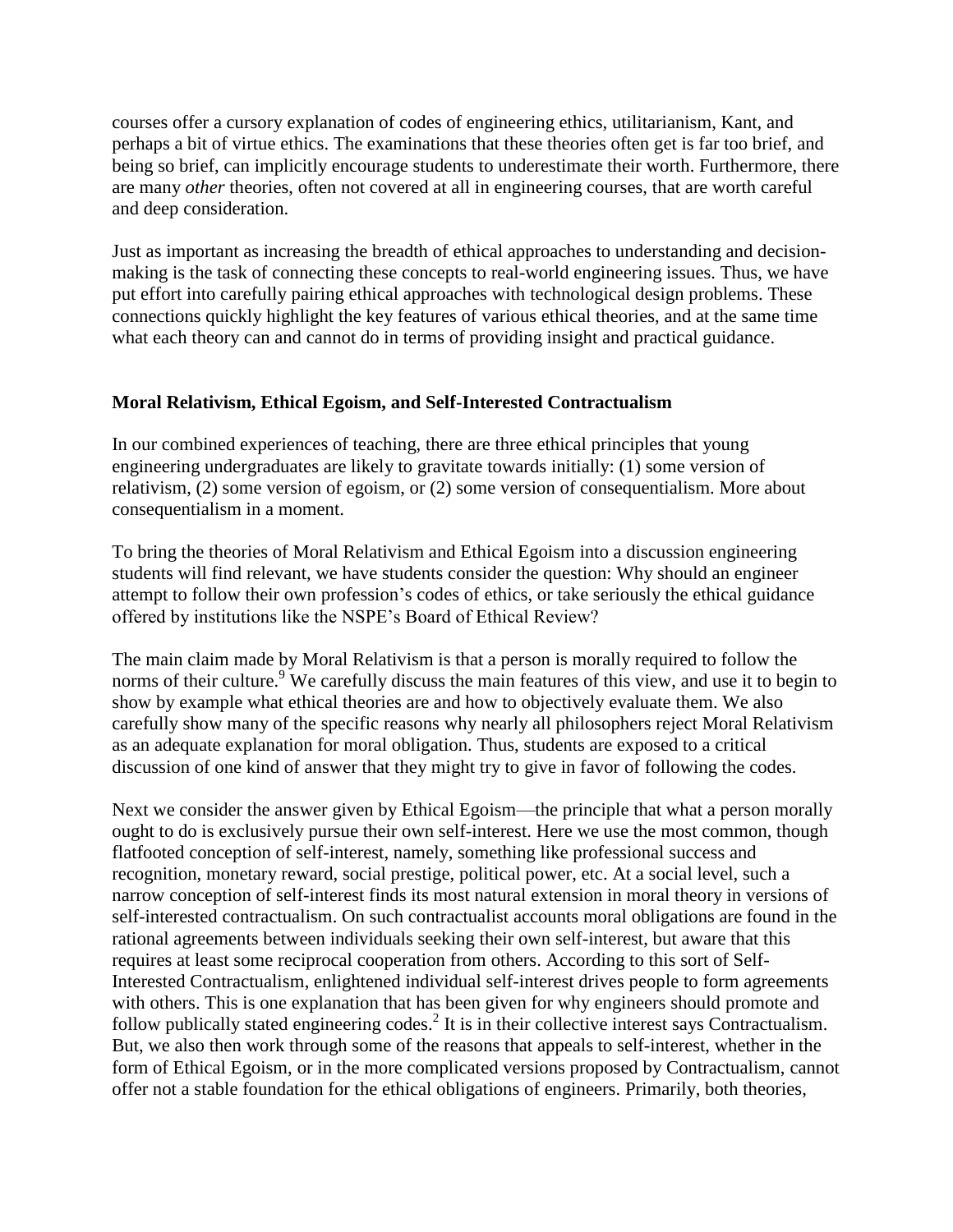courses offer a cursory explanation of codes of engineering ethics, utilitarianism, Kant, and perhaps a bit of virtue ethics. The examinations that these theories often get is far too brief, and being so brief, can implicitly encourage students to underestimate their worth. Furthermore, there are many *other* theories, often not covered at all in engineering courses, that are worth careful and deep consideration.

Just as important as increasing the breadth of ethical approaches to understanding and decision-making is the task of connecting these concepts to real-world engineering issues. Thus, we have put effort into carefully pairing ethical approaches with technological design problems. These connections quickly highlight the key features of various ethical theories, and at the same time what each theory can and cannot do in terms of providing insight and practical guidance.

**Moral Relativism, Ethical Egoism, and Self-Interested Contractualism**

In our combined experiences of teaching, there are three ethical principles that young engineering undergraduates are likely to gravitate towards initially: (1) some version of relativism, (2) some version of egoism, or (2) some version of consequentialism. More about consequentialism in a moment.

To bring the theories of Moral Relativism and Ethical Egoism into a discussion engineering students will find relevant, we have students consider the question: Why should an engineer attempt to follow their own profession's codes of ethics, or take seriously the ethical guidance offered by institutions like the NSPE's Board of Ethical Review?

The main claim made by Moral Relativism is that a person is morally required to follow the norms of their culture.[9] We carefully discuss the main features of this view, and use it to begin to show by example what ethical theories are and how to objectively evaluate them. We also carefully show many of the specific reasons why nearly all philosophers reject Moral Relativism as an adequate explanation for moral obligation. Thus, students are exposed to a critical discussion of one kind of answer that they might try to give in favor of following the codes.

Next we consider the answer given by Ethical Egoism—the principle that what a person morally ought to do is exclusively pursue their own self-interest. Here we use the most common, though flatfooted conception of self-interest, namely, something like professional success and recognition, monetary reward, social prestige, political power, etc. At a social level, such a narrow conception of self-interest finds its most natural extension in moral theory in versions of self-interested contractualism. On such contractualist accounts moral obligations are found in the rational agreements between individuals seeking their own self-interest, but aware that this requires at least some reciprocal cooperation from others. According to this sort of Self-Interested Contractualism, enlightened individual self-interest drives people to form agreements with others. This is one explanation that has been given for why engineers should promote and follow publically stated engineering codes.[2] It is in their collective interest says Contractualism. But, we also then work through some of the reasons that appeals to self-interest, whether in the form of Ethical Egoism, or in the more complicated versions proposed by Contractualism, cannot offer not a stable foundation for the ethical obligations of engineers. Primarily, both theories,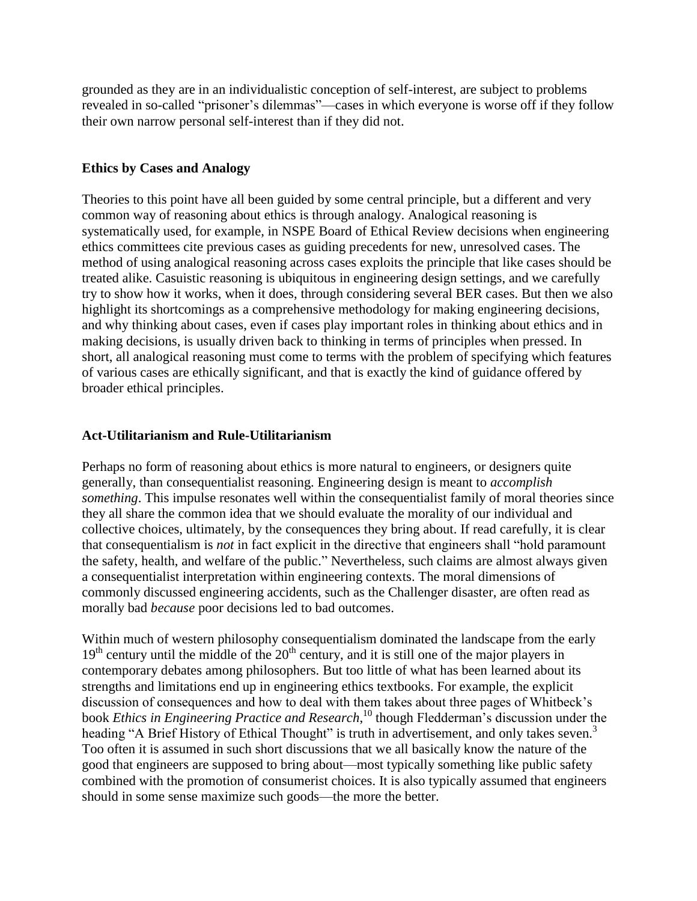grounded as they are in an individualistic conception of self-interest, are subject to problems revealed in so-called "prisoner's dilemmas"—cases in which everyone is worse off if they follow their own narrow personal self-interest than if they did not.

### Ethics by Cases and Analogy

Theories to this point have all been guided by some central principle, but a different and very common way of reasoning about ethics is through analogy. Analogical reasoning is systematically used, for example, in NSPE Board of Ethical Review decisions when engineering ethics committees cite previous cases as guiding precedents for new, unresolved cases. The method of using analogical reasoning across cases exploits the principle that like cases should be treated alike. Casuistic reasoning is ubiquitous in engineering design settings, and we carefully try to show how it works, when it does, through considering several BER cases. But then we also highlight its shortcomings as a comprehensive methodology for making engineering decisions, and why thinking about cases, even if cases play important roles in thinking about ethics and in making decisions, is usually driven back to thinking in terms of principles when pressed. In short, all analogical reasoning must come to terms with the problem of specifying which features of various cases are ethically significant, and that is exactly the kind of guidance offered by broader ethical principles.

### Act-Utilitarianism and Rule-Utilitarianism

Perhaps no form of reasoning about ethics is more natural to engineers, or designers quite generally, than consequentialist reasoning. Engineering design is meant to *accomplish something*. This impulse resonates well within the consequentialist family of moral theories since they all share the common idea that we should evaluate the morality of our individual and collective choices, ultimately, by the consequences they bring about. If read carefully, it is clear that consequentialism is *not* in fact explicit in the directive that engineers shall "hold paramount the safety, health, and welfare of the public." Nevertheless, such claims are almost always given a consequentialist interpretation within engineering contexts. The moral dimensions of commonly discussed engineering accidents, such as the Challenger disaster, are often read as morally bad *because* poor decisions led to bad outcomes.

Within much of western philosophy consequentialism dominated the landscape from the early 19th century until the middle of the 20th century, and it is still one of the major players in contemporary debates among philosophers. But too little of what has been learned about its strengths and limitations end up in engineering ethics textbooks. For example, the explicit discussion of consequences and how to deal with them takes about three pages of Whitbeck's book *Ethics in Engineering Practice and Research*,[10] though Fledderman's discussion under the heading "A Brief History of Ethical Thought" is truth in advertisement, and only takes seven.[3] Too often it is assumed in such short discussions that we all basically know the nature of the good that engineers are supposed to bring about—most typically something like public safety combined with the promotion of consumerist choices. It is also typically assumed that engineers should in some sense maximize such goods—the more the better.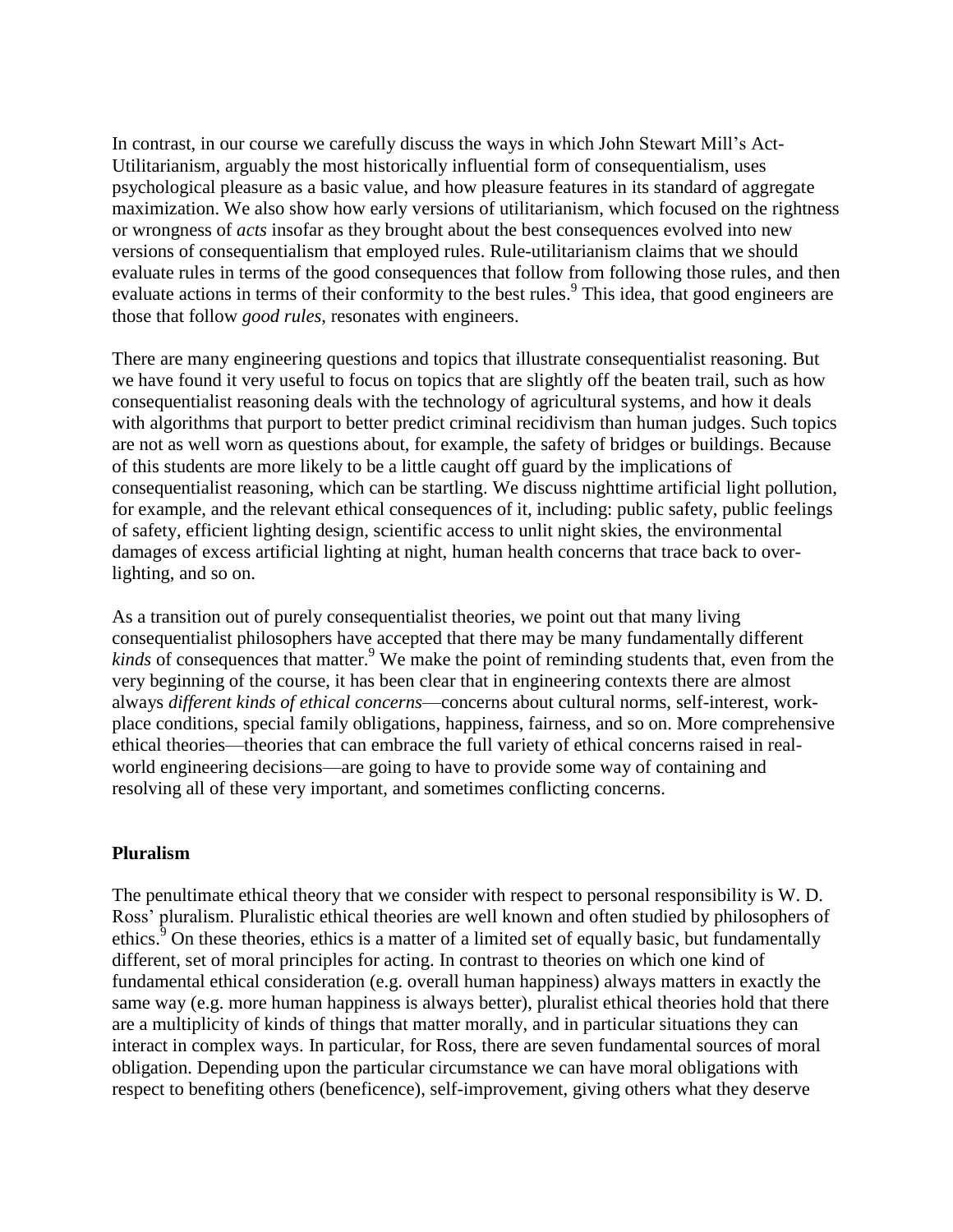In contrast, in our course we carefully discuss the ways in which John Stewart Mill's Act-Utilitarianism, arguably the most historically influential form of consequentialism, uses psychological pleasure as a basic value, and how pleasure features in its standard of aggregate maximization. We also show how early versions of utilitarianism, which focused on the rightness or wrongness of *acts* insofar as they brought about the best consequences evolved into new versions of consequentialism that employed rules. Rule-utilitarianism claims that we should evaluate rules in terms of the good consequences that follow from following those rules, and then evaluate actions in terms of their conformity to the best rules.[9] This idea, that good engineers are those that follow *good rules*, resonates with engineers.

There are many engineering questions and topics that illustrate consequentialist reasoning. But we have found it very useful to focus on topics that are slightly off the beaten trail, such as how consequentialist reasoning deals with the technology of agricultural systems, and how it deals with algorithms that purport to better predict criminal recidivism than human judges. Such topics are not as well worn as questions about, for example, the safety of bridges or buildings. Because of this students are more likely to be a little caught off guard by the implications of consequentialist reasoning, which can be startling. We discuss nighttime artificial light pollution, for example, and the relevant ethical consequences of it, including: public safety, public feelings of safety, efficient lighting design, scientific access to unlit night skies, the environmental damages of excess artificial lighting at night, human health concerns that trace back to over-lighting, and so on.

As a transition out of purely consequentialist theories, we point out that many living consequentialist philosophers have accepted that there may be many fundamentally different *kinds* of consequences that matter.[9] We make the point of reminding students that, even from the very beginning of the course, it has been clear that in engineering contexts there are almost always *different kinds of ethical concerns*—concerns about cultural norms, self-interest, work-place conditions, special family obligations, happiness, fairness, and so on. More comprehensive ethical theories—theories that can embrace the full variety of ethical concerns raised in real-world engineering decisions—are going to have to provide some way of containing and resolving all of these very important, and sometimes conflicting concerns.

**Pluralism**

The penultimate ethical theory that we consider with respect to personal responsibility is W. D. Ross' pluralism. Pluralistic ethical theories are well known and often studied by philosophers of ethics.[9] On these theories, ethics is a matter of a limited set of equally basic, but fundamentally different, set of moral principles for acting. In contrast to theories on which one kind of fundamental ethical consideration (e.g. overall human happiness) always matters in exactly the same way (e.g. more human happiness is always better), pluralist ethical theories hold that there are a multiplicity of kinds of things that matter morally, and in particular situations they can interact in complex ways. In particular, for Ross, there are seven fundamental sources of moral obligation. Depending upon the particular circumstance we can have moral obligations with respect to benefiting others (beneficence), self-improvement, giving others what they deserve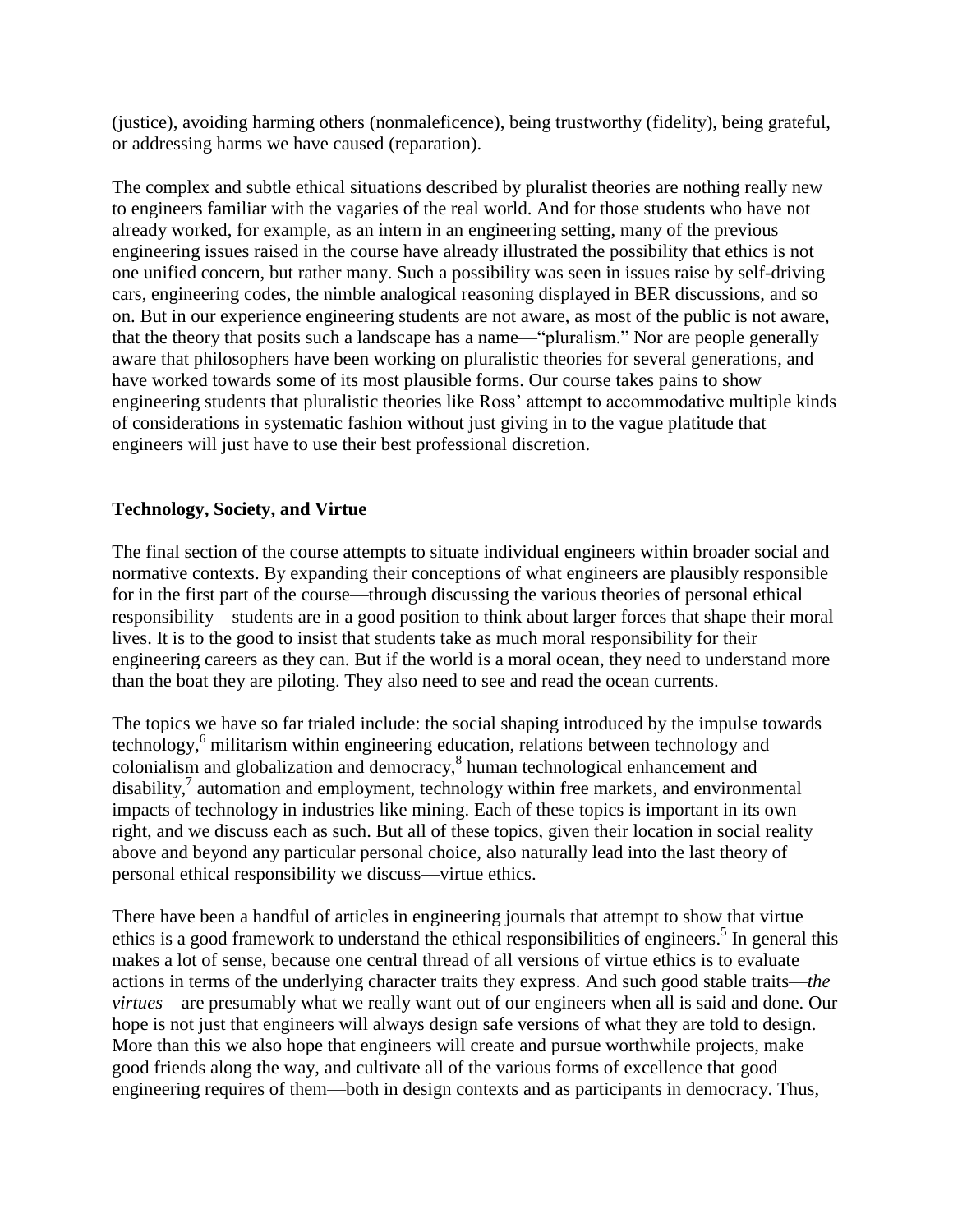(justice), avoiding harming others (nonmaleficence), being trustworthy (fidelity), being grateful, or addressing harms we have caused (reparation).

The complex and subtle ethical situations described by pluralist theories are nothing really new to engineers familiar with the vagaries of the real world. And for those students who have not already worked, for example, as an intern in an engineering setting, many of the previous engineering issues raised in the course have already illustrated the possibility that ethics is not one unified concern, but rather many. Such a possibility was seen in issues raise by self-driving cars, engineering codes, the nimble analogical reasoning displayed in BER discussions, and so on. But in our experience engineering students are not aware, as most of the public is not aware, that the theory that posits such a landscape has a name—"pluralism." Nor are people generally aware that philosophers have been working on pluralistic theories for several generations, and have worked towards some of its most plausible forms. Our course takes pains to show engineering students that pluralistic theories like Ross' attempt to accommodative multiple kinds of considerations in systematic fashion without just giving in to the vague platitude that engineers will just have to use their best professional discretion.

## Technology, Society, and Virtue

The final section of the course attempts to situate individual engineers within broader social and normative contexts. By expanding their conceptions of what engineers are plausibly responsible for in the first part of the course—through discussing the various theories of personal ethical responsibility—students are in a good position to think about larger forces that shape their moral lives. It is to the good to insist that students take as much moral responsibility for their engineering careers as they can. But if the world is a moral ocean, they need to understand more than the boat they are piloting. They also need to see and read the ocean currents.

The topics we have so far trialed include: the social shaping introduced by the impulse towards technology,[6] militarism within engineering education, relations between technology and colonialism and globalization and democracy,[8] human technological enhancement and disability,[7] automation and employment, technology within free markets, and environmental impacts of technology in industries like mining. Each of these topics is important in its own right, and we discuss each as such. But all of these topics, given their location in social reality above and beyond any particular personal choice, also naturally lead into the last theory of personal ethical responsibility we discuss—virtue ethics.

There have been a handful of articles in engineering journals that attempt to show that virtue ethics is a good framework to understand the ethical responsibilities of engineers.[5] In general this makes a lot of sense, because one central thread of all versions of virtue ethics is to evaluate actions in terms of the underlying character traits they express. And such good stable traits—*the virtues*—are presumably what we really want out of our engineers when all is said and done. Our hope is not just that engineers will always design safe versions of what they are told to design. More than this we also hope that engineers will create and pursue worthwhile projects, make good friends along the way, and cultivate all of the various forms of excellence that good engineering requires of them—both in design contexts and as participants in democracy. Thus,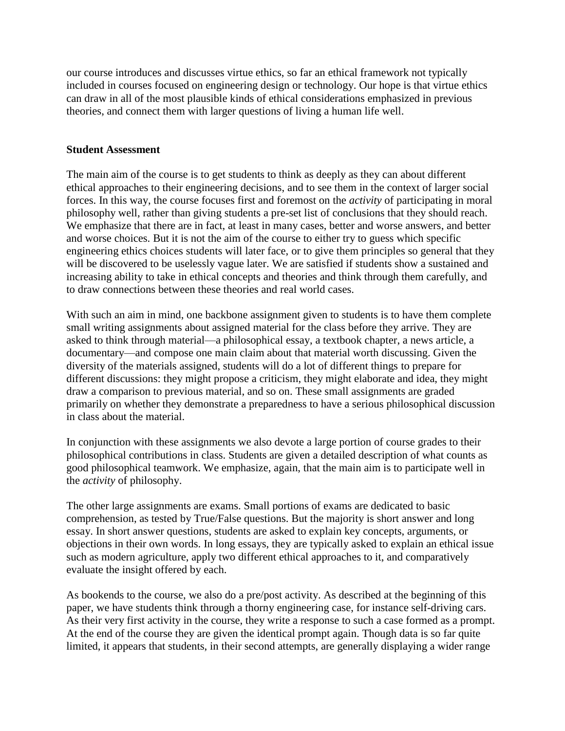our course introduces and discusses virtue ethics, so far an ethical framework not typically included in courses focused on engineering design or technology. Our hope is that virtue ethics can draw in all of the most plausible kinds of ethical considerations emphasized in previous theories, and connect them with larger questions of living a human life well.

**Student Assessment**

The main aim of the course is to get students to think as deeply as they can about different ethical approaches to their engineering decisions, and to see them in the context of larger social forces. In this way, the course focuses first and foremost on the *activity* of participating in moral philosophy well, rather than giving students a pre-set list of conclusions that they should reach. We emphasize that there are in fact, at least in many cases, better and worse answers, and better and worse choices. But it is not the aim of the course to either try to guess which specific engineering ethics choices students will later face, or to give them principles so general that they will be discovered to be uselessly vague later. We are satisfied if students show a sustained and increasing ability to take in ethical concepts and theories and think through them carefully, and to draw connections between these theories and real world cases.

With such an aim in mind, one backbone assignment given to students is to have them complete small writing assignments about assigned material for the class before they arrive. They are asked to think through material—a philosophical essay, a textbook chapter, a news article, a documentary—and compose one main claim about that material worth discussing. Given the diversity of the materials assigned, students will do a lot of different things to prepare for different discussions: they might propose a criticism, they might elaborate and idea, they might draw a comparison to previous material, and so on. These small assignments are graded primarily on whether they demonstrate a preparedness to have a serious philosophical discussion in class about the material.

In conjunction with these assignments we also devote a large portion of course grades to their philosophical contributions in class. Students are given a detailed description of what counts as good philosophical teamwork. We emphasize, again, that the main aim is to participate well in the *activity* of philosophy.

The other large assignments are exams. Small portions of exams are dedicated to basic comprehension, as tested by True/False questions. But the majority is short answer and long essay. In short answer questions, students are asked to explain key concepts, arguments, or objections in their own words. In long essays, they are typically asked to explain an ethical issue such as modern agriculture, apply two different ethical approaches to it, and comparatively evaluate the insight offered by each.

As bookends to the course, we also do a pre/post activity. As described at the beginning of this paper, we have students think through a thorny engineering case, for instance self-driving cars. As their very first activity in the course, they write a response to such a case formed as a prompt. At the end of the course they are given the identical prompt again. Though data is so far quite limited, it appears that students, in their second attempts, are generally displaying a wider range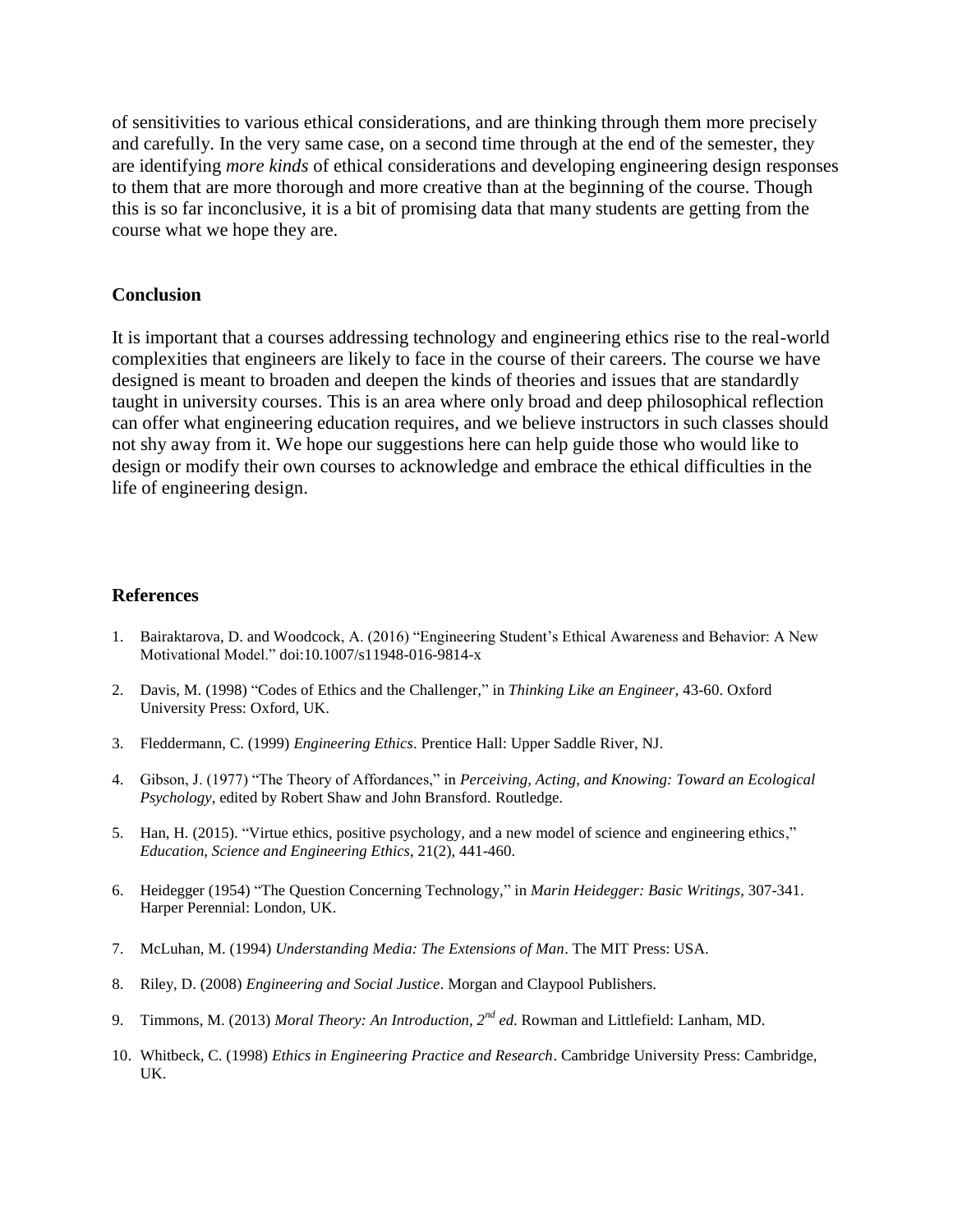of sensitivities to various ethical considerations, and are thinking through them more precisely and carefully. In the very same case, on a second time through at the end of the semester, they are identifying *more kinds* of ethical considerations and developing engineering design responses to them that are more thorough and more creative than at the beginning of the course. Though this is so far inconclusive, it is a bit of promising data that many students are getting from the course what we hope they are.

## Conclusion

It is important that a courses addressing technology and engineering ethics rise to the real-world complexities that engineers are likely to face in the course of their careers. The course we have designed is meant to broaden and deepen the kinds of theories and issues that are standardly taught in university courses. This is an area where only broad and deep philosophical reflection can offer what engineering education requires, and we believe instructors in such classes should not shy away from it. We hope our suggestions here can help guide those who would like to design or modify their own courses to acknowledge and embrace the ethical difficulties in the life of engineering design.

## References

1. Bairaktarova, D. and Woodcock, A. (2016) "Engineering Student's Ethical Awareness and Behavior: A New Motivational Model." doi:10.1007/s11948-016-9814-x
2. Davis, M. (1998) "Codes of Ethics and the Challenger," in *Thinking Like an Engineer*, 43-60. Oxford University Press: Oxford, UK.
3. Fleddermann, C. (1999) *Engineering Ethics*. Prentice Hall: Upper Saddle River, NJ.
4. Gibson, J. (1977) "The Theory of Affordances," in *Perceiving, Acting, and Knowing: Toward an Ecological Psychology*, edited by Robert Shaw and John Bransford. Routledge.
5. Han, H. (2015). "Virtue ethics, positive psychology, and a new model of science and engineering ethics," *Education, Science and Engineering Ethics*, 21(2), 441-460.
6. Heidegger (1954) "The Question Concerning Technology," in *Marin Heidegger: Basic Writings*, 307-341. Harper Perennial: London, UK.
7. McLuhan, M. (1994) *Understanding Media: The Extensions of Man*. The MIT Press: USA.
8. Riley, D. (2008) *Engineering and Social Justice*. Morgan and Claypool Publishers.
9. Timmons, M. (2013) *Moral Theory: An Introduction, 2nd ed.* Rowman and Littlefield: Lanham, MD.
10. Whitbeck, C. (1998) *Ethics in Engineering Practice and Research*. Cambridge University Press: Cambridge, UK.